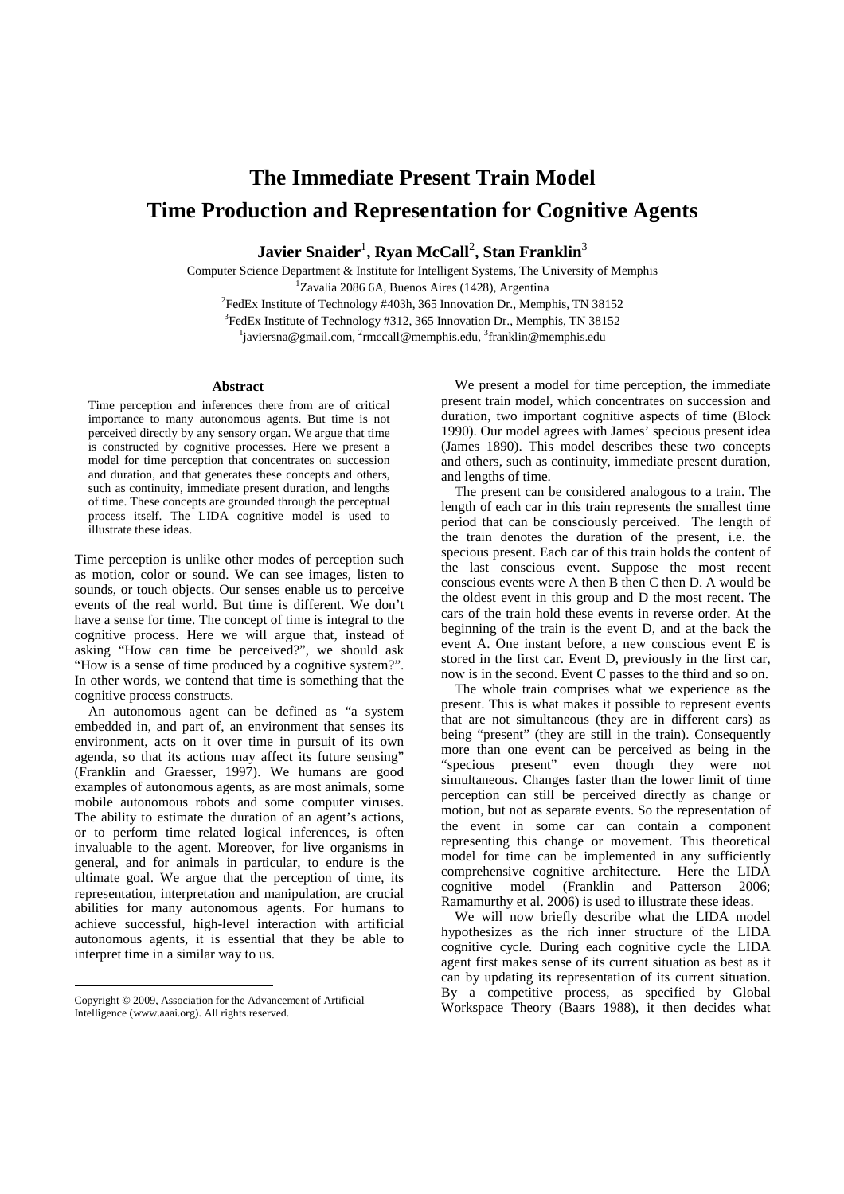# The Immediate Present Train Model
# Time Production and Representation for Cognitive Agents

**Javier Snaider[1], Ryan McCall[2], Stan Franklin[3]**

Computer Science Department & Institute for Intelligent Systems, The University of Memphis
[1]Zavalia 2086 6A, Buenos Aires (1428), Argentina
[2]FedEx Institute of Technology #403h, 365 Innovation Dr., Memphis, TN 38152
[3]FedEx Institute of Technology #312, 365 Innovation Dr., Memphis, TN 38152
[1]javiersna@gmail.com, [2]rmccall@memphis.edu, [3]franklin@memphis.edu

## Abstract

Time perception and inferences there from are of critical importance to many autonomous agents. But time is not perceived directly by any sensory organ. We argue that time is constructed by cognitive processes. Here we present a model for time perception that concentrates on succession and duration, and that generates these concepts and others, such as continuity, immediate present duration, and lengths of time. These concepts are grounded through the perceptual process itself. The LIDA cognitive model is used to illustrate these ideas.

Time perception is unlike other modes of perception such as motion, color or sound. We can see images, listen to sounds, or touch objects. Our senses enable us to perceive events of the real world. But time is different. We don't have a sense for time. The concept of time is integral to the cognitive process. Here we will argue that, instead of asking "How can time be perceived?", we should ask "How is a sense of time produced by a cognitive system?". In other words, we contend that time is something that the cognitive process constructs.

An autonomous agent can be defined as "a system embedded in, and part of, an environment that senses its environment, acts on it over time in pursuit of its own agenda, so that its actions may affect its future sensing" (Franklin and Graesser, 1997). We humans are good examples of autonomous agents, as are most animals, some mobile autonomous robots and some computer viruses. The ability to estimate the duration of an agent's actions, or to perform time related logical inferences, is often invaluable to the agent. Moreover, for live organisms in general, and for animals in particular, to endure is the ultimate goal. We argue that the perception of time, its representation, interpretation and manipulation, are crucial abilities for many autonomous agents. For humans to achieve successful, high-level interaction with artificial autonomous agents, it is essential that they be able to interpret time in a similar way to us.

We present a model for time perception, the immediate present train model, which concentrates on succession and duration, two important cognitive aspects of time (Block 1990). Our model agrees with James' specious present idea (James 1890). This model describes these two concepts and others, such as continuity, immediate present duration, and lengths of time.

The present can be considered analogous to a train. The length of each car in this train represents the smallest time period that can be consciously perceived. The length of the train denotes the duration of the present, i.e. the specious present. Each car of this train holds the content of the last conscious event. Suppose the most recent conscious events were A then B then C then D. A would be the oldest event in this group and D the most recent. The cars of the train hold these events in reverse order. At the beginning of the train is the event D, and at the back the event A. One instant before, a new conscious event E is stored in the first car. Event D, previously in the first car, now is in the second. Event C passes to the third and so on.

The whole train comprises what we experience as the present. This is what makes it possible to represent events that are not simultaneous (they are in different cars) as being "present" (they are still in the train). Consequently more than one event can be perceived as being in the "specious present" even though they were not simultaneous. Changes faster than the lower limit of time perception can still be perceived directly as change or motion, but not as separate events. So the representation of the event in some car can contain a component representing this change or movement. This theoretical model for time can be implemented in any sufficiently comprehensive cognitive architecture. Here the LIDA cognitive model (Franklin and Patterson 2006; Ramamurthy et al. 2006) is used to illustrate these ideas.

We will now briefly describe what the LIDA model hypothesizes as the rich inner structure of the LIDA cognitive cycle. During each cognitive cycle the LIDA agent first makes sense of its current situation as best as it can by updating its representation of its current situation. By a competitive process, as specified by Global Workspace Theory (Baars 1988), it then decides what

Copyright © 2009, Association for the Advancement of Artificial Intelligence (www.aaai.org). All rights reserved.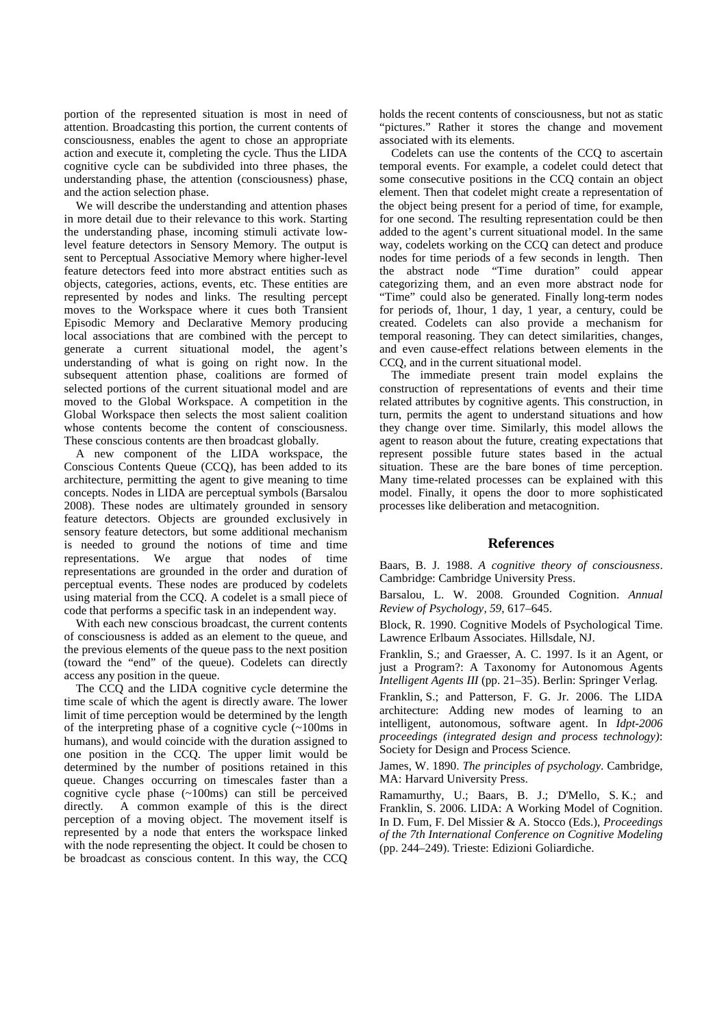portion of the represented situation is most in need of attention. Broadcasting this portion, the current contents of consciousness, enables the agent to chose an appropriate action and execute it, completing the cycle. Thus the LIDA cognitive cycle can be subdivided into three phases, the understanding phase, the attention (consciousness) phase, and the action selection phase.

We will describe the understanding and attention phases in more detail due to their relevance to this work. Starting the understanding phase, incoming stimuli activate low-level feature detectors in Sensory Memory. The output is sent to Perceptual Associative Memory where higher-level feature detectors feed into more abstract entities such as objects, categories, actions, events, etc. These entities are represented by nodes and links. The resulting percept moves to the Workspace where it cues both Transient Episodic Memory and Declarative Memory producing local associations that are combined with the percept to generate a current situational model, the agent's understanding of what is going on right now. In the subsequent attention phase, coalitions are formed of selected portions of the current situational model and are moved to the Global Workspace. A competition in the Global Workspace then selects the most salient coalition whose contents become the content of consciousness. These conscious contents are then broadcast globally.

A new component of the LIDA workspace, the Conscious Contents Queue (CCQ), has been added to its architecture, permitting the agent to give meaning to time concepts. Nodes in LIDA are perceptual symbols (Barsalou 2008). These nodes are ultimately grounded in sensory feature detectors. Objects are grounded exclusively in sensory feature detectors, but some additional mechanism is needed to ground the notions of time and time representations. We argue that nodes of time representations are grounded in the order and duration of perceptual events. These nodes are produced by codelets using material from the CCQ. A codelet is a small piece of code that performs a specific task in an independent way.

With each new conscious broadcast, the current contents of consciousness is added as an element to the queue, and the previous elements of the queue pass to the next position (toward the "end" of the queue). Codelets can directly access any position in the queue.

The CCQ and the LIDA cognitive cycle determine the time scale of which the agent is directly aware. The lower limit of time perception would be determined by the length of the interpreting phase of a cognitive cycle (~100ms in humans), and would coincide with the duration assigned to one position in the CCQ. The upper limit would be determined by the number of positions retained in this queue. Changes occurring on timescales faster than a cognitive cycle phase (~100ms) can still be perceived directly. A common example of this is the direct perception of a moving object. The movement itself is represented by a node that enters the workspace linked with the node representing the object. It could be chosen to be broadcast as conscious content. In this way, the CCQ holds the recent contents of consciousness, but not as static "pictures." Rather it stores the change and movement associated with its elements.

Codelets can use the contents of the CCQ to ascertain temporal events. For example, a codelet could detect that some consecutive positions in the CCQ contain an object element. Then that codelet might create a representation of the object being present for a period of time, for example, for one second. The resulting representation could be then added to the agent's current situational model. In the same way, codelets working on the CCQ can detect and produce nodes for time periods of a few seconds in length. Then the abstract node "Time duration" could appear categorizing them, and an even more abstract node for "Time" could also be generated. Finally long-term nodes for periods of, 1hour, 1 day, 1 year, a century, could be created. Codelets can also provide a mechanism for temporal reasoning. They can detect similarities, changes, and even cause-effect relations between elements in the CCQ, and in the current situational model.

The immediate present train model explains the construction of representations of events and their time related attributes by cognitive agents. This construction, in turn, permits the agent to understand situations and how they change over time. Similarly, this model allows the agent to reason about the future, creating expectations that represent possible future states based in the actual situation. These are the bare bones of time perception. Many time-related processes can be explained with this model. Finally, it opens the door to more sophisticated processes like deliberation and metacognition.

## References

Baars, B. J. 1988. *A cognitive theory of consciousness*. Cambridge: Cambridge University Press.

Barsalou, L. W. 2008. Grounded Cognition. *Annual Review of Psychology, 59*, 617–645.

Block, R. 1990. Cognitive Models of Psychological Time. Lawrence Erlbaum Associates. Hillsdale, NJ.

Franklin, S.; and Graesser, A. C. 1997. Is it an Agent, or just a Program?: A Taxonomy for Autonomous Agents *Intelligent Agents III* (pp. 21–35). Berlin: Springer Verlag.

Franklin, S.; and Patterson, F. G. Jr. 2006. The LIDA architecture: Adding new modes of learning to an intelligent, autonomous, software agent. In *Idpt-2006 proceedings (integrated design and process technology)*: Society for Design and Process Science.

James, W. 1890. *The principles of psychology*. Cambridge, MA: Harvard University Press.

Ramamurthy, U.; Baars, B. J.; D'Mello, S. K.; and Franklin, S. 2006. LIDA: A Working Model of Cognition. In D. Fum, F. Del Missier & A. Stocco (Eds.), *Proceedings of the 7th International Conference on Cognitive Modeling* (pp. 244–249). Trieste: Edizioni Goliardiche.